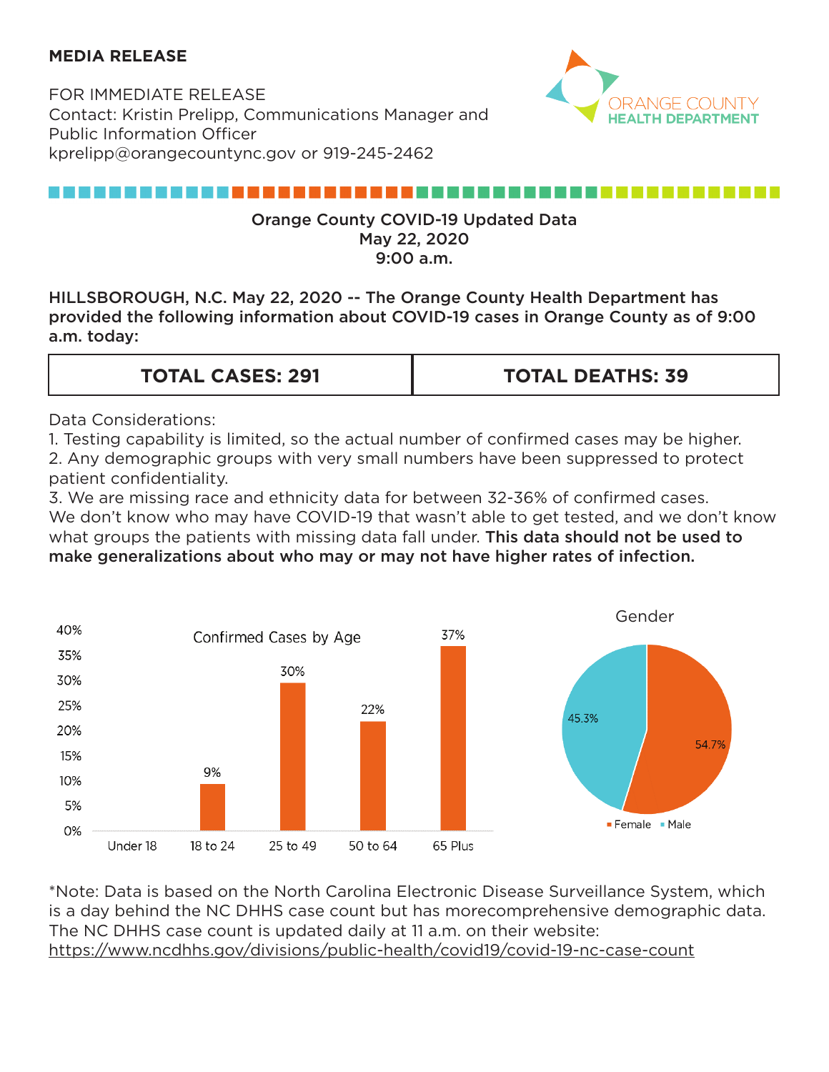**MEDIA RELEASE**

FOR IMMEDIATE RELEASE
Contact: Kristin Prelipp, Communications Manager and Public Information Officer
kprelipp@orangecountync.gov or 919-245-2462

ORANGE COUNTY HEALTH DEPARTMENT

## Orange County COVID-19 Updated Data
## May 22, 2020
## 9:00 a.m.

**HILLSBOROUGH, N.C. May 22, 2020 -- The Orange County Health Department has provided the following information about COVID-19 cases in Orange County as of 9:00 a.m. today:**

| **TOTAL CASES: 291** | **TOTAL DEATHS: 39** |
|---|---|

Data Considerations:
1. Testing capability is limited, so the actual number of confirmed cases may be higher.
2. Any demographic groups with very small numbers have been suppressed to protect patient confidentiality.
3. We are missing race and ethnicity data for between 32-36% of confirmed cases.

We don't know who may have COVID-19 that wasn't able to get tested, and we don't know what groups the patients with missing data fall under. **This data should not be used to make generalizations about who may or may not have higher rates of infection.**

Confirmed Cases by Age

| Age | Percent |
|---|---|
| Under 18 | |
| 18 to 24 | 9% |
| 25 to 49 | 30% |
| 50 to 64 | 22% |
| 65 Plus | 37% |

Gender

| Gender | Percent |
|---|---|
| Female | 54.7% |
| Male | 45.3% |

*Note: Data is based on the North Carolina Electronic Disease Surveillance System, which is a day behind the NC DHHS case count but has morecomprehensive demographic data. The NC DHHS case count is updated daily at 11 a.m. on their website: https://www.ncdhhs.gov/divisions/public-health/covid19/covid-19-nc-case-count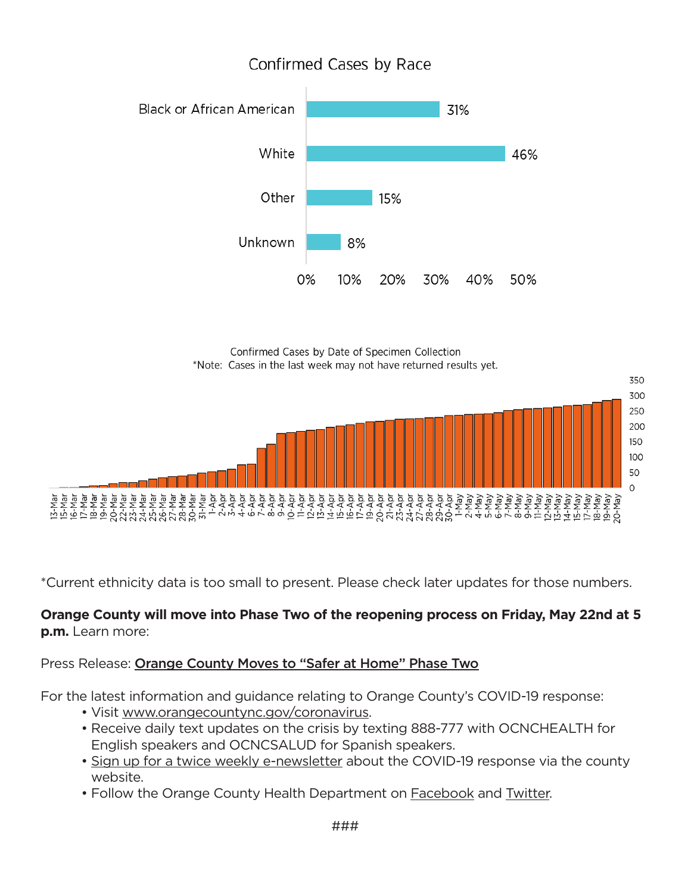Confirmed Cases by Race

Black or African American 31%

White 46%

Other 15%

Unknown 8%

0% 10% 20% 30% 40% 50%

Confirmed Cases by Date of Specimen Collection
*Note: Cases in the last week may not have returned results yet.

350
300
250
200
150
100
50
0

13-Mar 15-Mar 16-Mar 17-Mar 18-Mar 19-Mar 20-Mar 22-Mar 23-Mar 24-Mar 25-Mar 26-Mar 27-Mar 28-Mar 30-Mar 31-Mar 1-Apr 2-Apr 3-Apr 4-Apr 6-Apr 7-Apr 8-Apr 9-Apr 10-Apr 11-Apr 12-Apr 13-Apr 14-Apr 15-Apr 16-Apr 17-Apr 19-Apr 20-Apr 21-Apr 23-Apr 24-Apr 27-Apr 28-Apr 29-Apr 30-Apr 1-May 2-May 4-May 5-May 6-May 7-May 8-May 9-May 11-May 12-May 13-May 14-May 15-May 17-May 18-May 19-May 20-May

*Current ethnicity data is too small to present. Please check later updates for those numbers.

**Orange County will move into Phase Two of the reopening process on Friday, May 22nd at 5 p.m.** Learn more:

Press Release: **Orange County Moves to "Safer at Home" Phase Two**

For the latest information and guidance relating to Orange County's COVID-19 response:

- Visit www.orangecountync.gov/coronavirus.
- Receive daily text updates on the crisis by texting 888-777 with OCNCHEALTH for English speakers and OCNCSALUD for Spanish speakers.
- Sign up for a twice weekly e-newsletter about the COVID-19 response via the county website.
- Follow the Orange County Health Department on Facebook and Twitter.

###